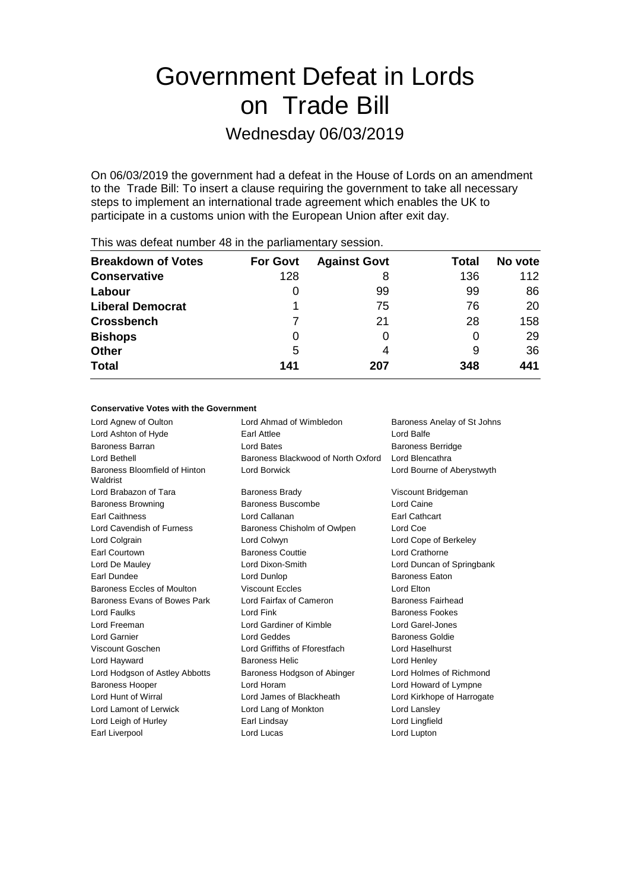# Government Defeat in Lords on Trade Bill

## Wednesday 06/03/2019

On 06/03/2019 the government had a defeat in the House of Lords on an amendment to the Trade Bill: To insert a clause requiring the government to take all necessary steps to implement an international trade agreement which enables the UK to participate in a customs union with the European Union after exit day.

This was defeat number 48 in the parliamentary session.

| Breakdown of Votes | For Govt | Against Govt | Total | No vote |
|---|---|---|---|---|
| **Conservative** | 128 | 8 | 136 | 112 |
| **Labour** | 0 | 99 | 99 | 86 |
| **Liberal Democrat** | 1 | 75 | 76 | 20 |
| **Crossbench** | 7 | 21 | 28 | 158 |
| **Bishops** | 0 | 0 | 0 | 29 |
| **Other** | 5 | 4 | 9 | 36 |
| **Total** | **141** | **207** | **348** | **441** |

**Conservative Votes with the Government**

| | | |
|---|---|---|
| Lord Agnew of Oulton | Lord Ahmad of Wimbledon | Baroness Anelay of St Johns |
| Lord Ashton of Hyde | Earl Attlee | Lord Balfe |
| Baroness Barran | Lord Bates | Baroness Berridge |
| Lord Bethell | Baroness Blackwood of North Oxford | Lord Blencathra |
| Baroness Bloomfield of Hinton Waldrist | Lord Borwick | Lord Bourne of Aberystwyth |
| Lord Brabazon of Tara | Baroness Brady | Viscount Bridgeman |
| Baroness Browning | Baroness Buscombe | Lord Caine |
| Earl Caithness | Lord Callanan | Earl Cathcart |
| Lord Cavendish of Furness | Baroness Chisholm of Owlpen | Lord Coe |
| Lord Colgrain | Lord Colwyn | Lord Cope of Berkeley |
| Earl Courtown | Baroness Couttie | Lord Crathorne |
| Lord De Mauley | Lord Dixon-Smith | Lord Duncan of Springbank |
| Earl Dundee | Lord Dunlop | Baroness Eaton |
| Baroness Eccles of Moulton | Viscount Eccles | Lord Elton |
| Baroness Evans of Bowes Park | Lord Fairfax of Cameron | Baroness Fairhead |
| Lord Faulks | Lord Fink | Baroness Fookes |
| Lord Freeman | Lord Gardiner of Kimble | Lord Garel-Jones |
| Lord Garnier | Lord Geddes | Baroness Goldie |
| Viscount Goschen | Lord Griffiths of Fforestfach | Lord Haselhurst |
| Lord Hayward | Baroness Helic | Lord Henley |
| Lord Hodgson of Astley Abbotts | Baroness Hodgson of Abinger | Lord Holmes of Richmond |
| Baroness Hooper | Lord Horam | Lord Howard of Lympne |
| Lord Hunt of Wirral | Lord James of Blackheath | Lord Kirkhope of Harrogate |
| Lord Lamont of Lerwick | Lord Lang of Monkton | Lord Lansley |
| Lord Leigh of Hurley | Earl Lindsay | Lord Lingfield |
| Earl Liverpool | Lord Lucas | Lord Lupton |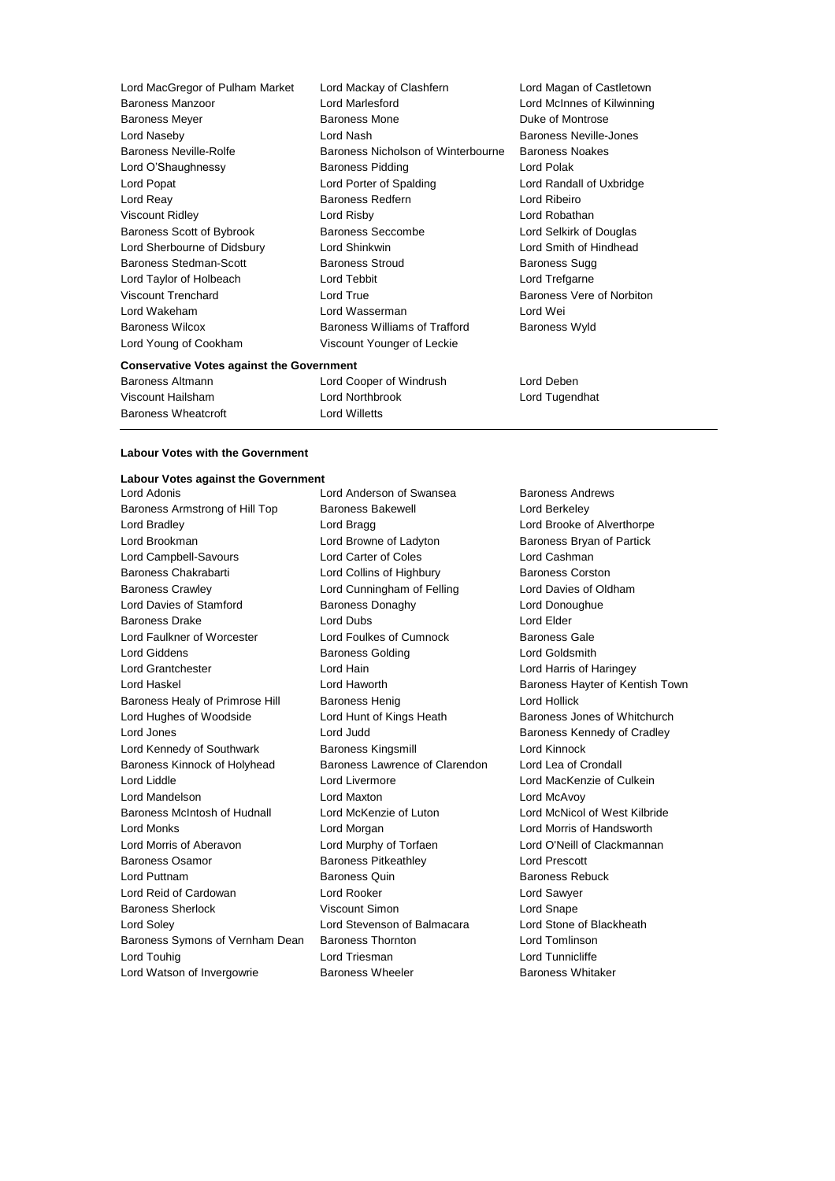Lord MacGregor of Pulham Market
Lord Mackay of Clashfern
Lord Magan of Castletown
Baroness Manzoor
Lord Marlesford
Lord McInnes of Kilwinning
Baroness Meyer
Baroness Mone
Duke of Montrose
Lord Naseby
Lord Nash
Baroness Neville-Jones
Baroness Neville-Rolfe
Baroness Nicholson of Winterbourne
Baroness Noakes
Lord O'Shaughnessy
Baroness Pidding
Lord Polak
Lord Popat
Lord Porter of Spalding
Lord Randall of Uxbridge
Lord Reay
Baroness Redfern
Lord Ribeiro
Viscount Ridley
Lord Risby
Lord Robathan
Baroness Scott of Bybrook
Baroness Seccombe
Lord Selkirk of Douglas
Lord Sherbourne of Didsbury
Lord Shinkwin
Lord Smith of Hindhead
Baroness Stedman-Scott
Baroness Stroud
Baroness Sugg
Lord Taylor of Holbeach
Lord Tebbit
Lord Trefgarne
Viscount Trenchard
Lord True
Baroness Vere of Norbiton
Lord Wakeham
Lord Wasserman
Lord Wei
Baroness Wilcox
Baroness Williams of Trafford
Baroness Wyld
Lord Young of Cookham
Viscount Younger of Leckie

**Conservative Votes against the Government**

Baroness Altmann
Lord Cooper of Windrush
Lord Deben
Viscount Hailsham
Lord Northbrook
Lord Tugendhat
Baroness Wheatcroft
Lord Willetts

**Labour Votes with the Government**

**Labour Votes against the Government**

Lord Adonis
Lord Anderson of Swansea
Baroness Andrews
Baroness Armstrong of Hill Top
Baroness Bakewell
Lord Berkeley
Lord Bradley
Lord Bragg
Lord Brooke of Alverthorpe
Lord Brookman
Lord Browne of Ladyton
Baroness Bryan of Partick
Lord Campbell-Savours
Lord Carter of Coles
Lord Cashman
Baroness Chakrabarti
Lord Collins of Highbury
Baroness Corston
Baroness Crawley
Lord Cunningham of Felling
Lord Davies of Oldham
Lord Davies of Stamford
Baroness Donaghy
Lord Donoughue
Baroness Drake
Lord Dubs
Lord Elder
Lord Faulkner of Worcester
Lord Foulkes of Cumnock
Baroness Gale
Lord Giddens
Baroness Golding
Lord Goldsmith
Lord Grantchester
Lord Hain
Lord Harris of Haringey
Lord Haskel
Lord Haworth
Baroness Hayter of Kentish Town
Baroness Healy of Primrose Hill
Baroness Henig
Lord Hollick
Lord Hughes of Woodside
Lord Hunt of Kings Heath
Baroness Jones of Whitchurch
Lord Jones
Lord Judd
Baroness Kennedy of Cradley
Lord Kennedy of Southwark
Baroness Kingsmill
Lord Kinnock
Baroness Kinnock of Holyhead
Baroness Lawrence of Clarendon
Lord Lea of Crondall
Lord Liddle
Lord Livermore
Lord MacKenzie of Culkein
Lord Mandelson
Lord Maxton
Lord McAvoy
Baroness McIntosh of Hudnall
Lord McKenzie of Luton
Lord McNicol of West Kilbride
Lord Monks
Lord Morgan
Lord Morris of Handsworth
Lord Morris of Aberavon
Lord Murphy of Torfaen
Lord O'Neill of Clackmannan
Baroness Osamor
Baroness Pitkeathley
Lord Prescott
Lord Puttnam
Baroness Quin
Baroness Rebuck
Lord Reid of Cardowan
Lord Rooker
Lord Sawyer
Baroness Sherlock
Viscount Simon
Lord Snape
Lord Soley
Lord Stevenson of Balmacara
Lord Stone of Blackheath
Baroness Symons of Vernham Dean
Baroness Thornton
Lord Tomlinson
Lord Touhig
Lord Triesman
Lord Tunnicliffe
Lord Watson of Invergowrie
Baroness Wheeler
Baroness Whitaker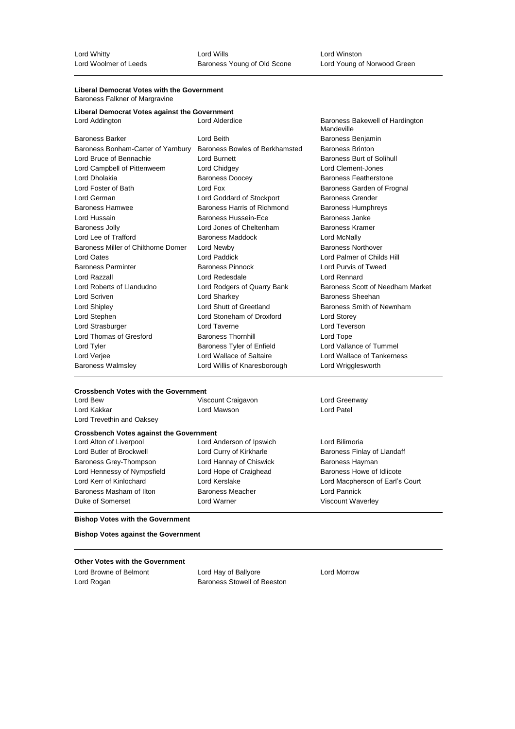Lord Whitty Lord Wills Lord Winston
Lord Woolmer of Leeds Baroness Young of Old Scone Lord Young of Norwood Green

**Liberal Democrat Votes with the Government**

Baroness Falkner of Margravine

**Liberal Democrat Votes against the Government**

Lord Addington Lord Alderdice Baroness Bakewell of Hardington Mandeville
Baroness Barker Lord Beith Baroness Benjamin
Baroness Bonham-Carter of Yarnbury Baroness Bowles of Berkhamsted Baroness Brinton
Lord Bruce of Bennachie Lord Burnett Baroness Burt of Solihull
Lord Campbell of Pittenweem Lord Chidgey Lord Clement-Jones
Lord Dholakia Baroness Doocey Baroness Featherstone
Lord Foster of Bath Lord Fox Baroness Garden of Frognal
Lord German Lord Goddard of Stockport Baroness Grender
Baroness Hamwee Baroness Harris of Richmond Baroness Humphreys
Lord Hussain Baroness Hussein-Ece Baroness Janke
Baroness Jolly Lord Jones of Cheltenham Baroness Kramer
Lord Lee of Trafford Baroness Maddock Lord McNally
Baroness Miller of Chilthorne Domer Lord Newby Baroness Northover
Lord Oates Lord Paddick Lord Palmer of Childs Hill
Baroness Parminter Baroness Pinnock Lord Purvis of Tweed
Lord Razzall Lord Redesdale Lord Rennard
Lord Roberts of Llandudno Lord Rodgers of Quarry Bank Baroness Scott of Needham Market
Lord Scriven Lord Sharkey Baroness Sheehan
Lord Shipley Lord Shutt of Greetland Baroness Smith of Newnham
Lord Stephen Lord Stoneham of Droxford Lord Storey
Lord Strasburger Lord Taverne Lord Teverson
Lord Thomas of Gresford Baroness Thornhill Lord Tope
Lord Tyler Baroness Tyler of Enfield Lord Vallance of Tummel
Lord Verjee Lord Wallace of Saltaire Lord Wallace of Tankerness
Baroness Walmsley Lord Willis of Knaresborough Lord Wrigglesworth

**Crossbench Votes with the Government**

Lord Bew Viscount Craigavon Lord Greenway
Lord Kakkar Lord Mawson Lord Patel
Lord Trevethin and Oaksey

**Crossbench Votes against the Government**

Lord Alton of Liverpool Lord Anderson of Ipswich Lord Bilimoria
Lord Butler of Brockwell Lord Curry of Kirkharle Baroness Finlay of Llandaff
Baroness Grey-Thompson Lord Hannay of Chiswick Baroness Hayman
Lord Hennessy of Nympsfield Lord Hope of Craighead Baroness Howe of Idlicote
Lord Kerr of Kinlochard Lord Kerslake Lord Macpherson of Earl's Court
Baroness Masham of Ilton Baroness Meacher Lord Pannick
Duke of Somerset Lord Warner Viscount Waverley

**Bishop Votes with the Government**

**Bishop Votes against the Government**

**Other Votes with the Government**

Lord Browne of Belmont Lord Hay of Ballyore Lord Morrow
Lord Rogan Baroness Stowell of Beeston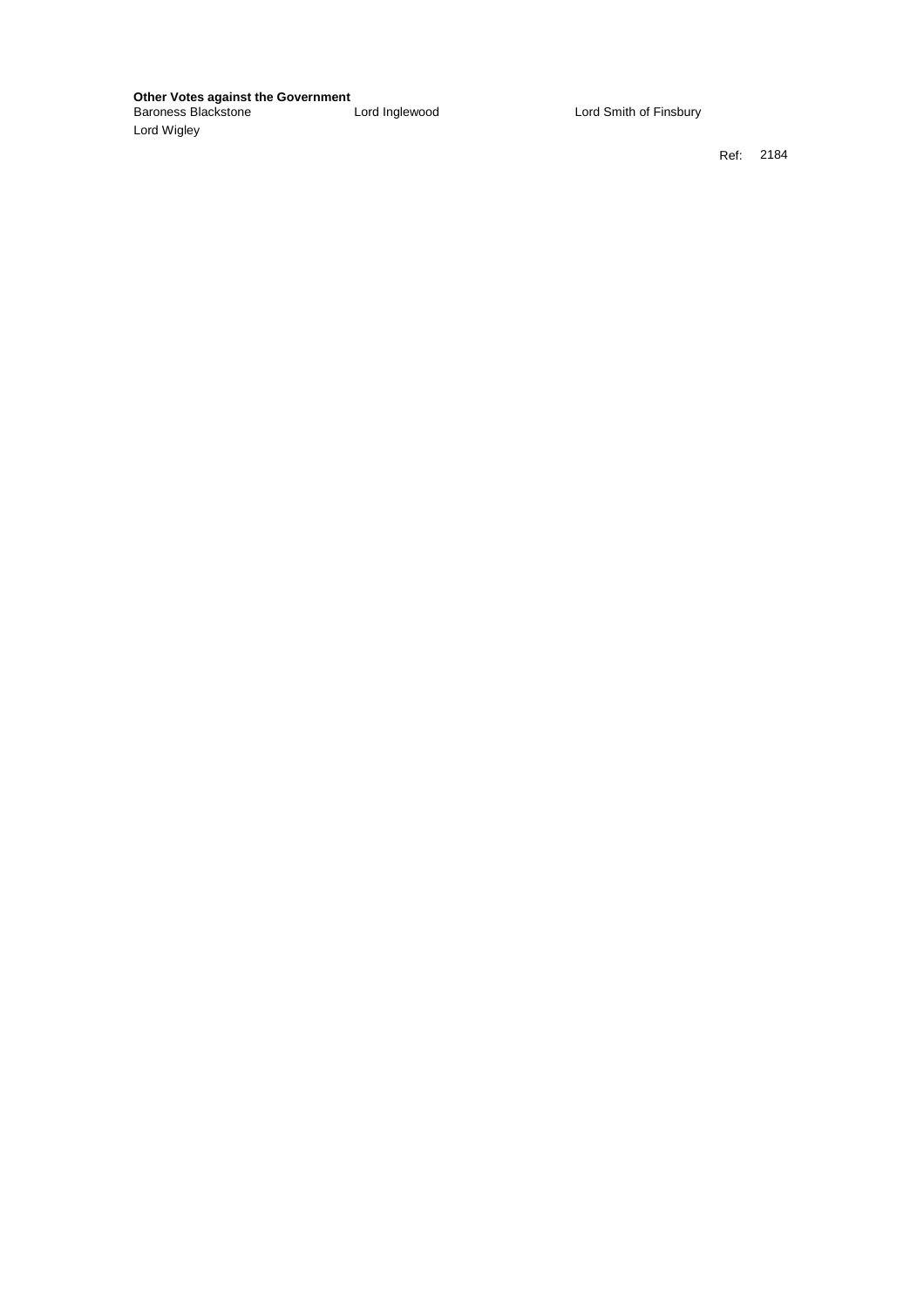**Other Votes against the Government**

| | | |
|---|---|---|
| Baroness Blackstone | Lord Inglewood | Lord Smith of Finsbury |
| Lord Wigley | | |

Ref: 2184